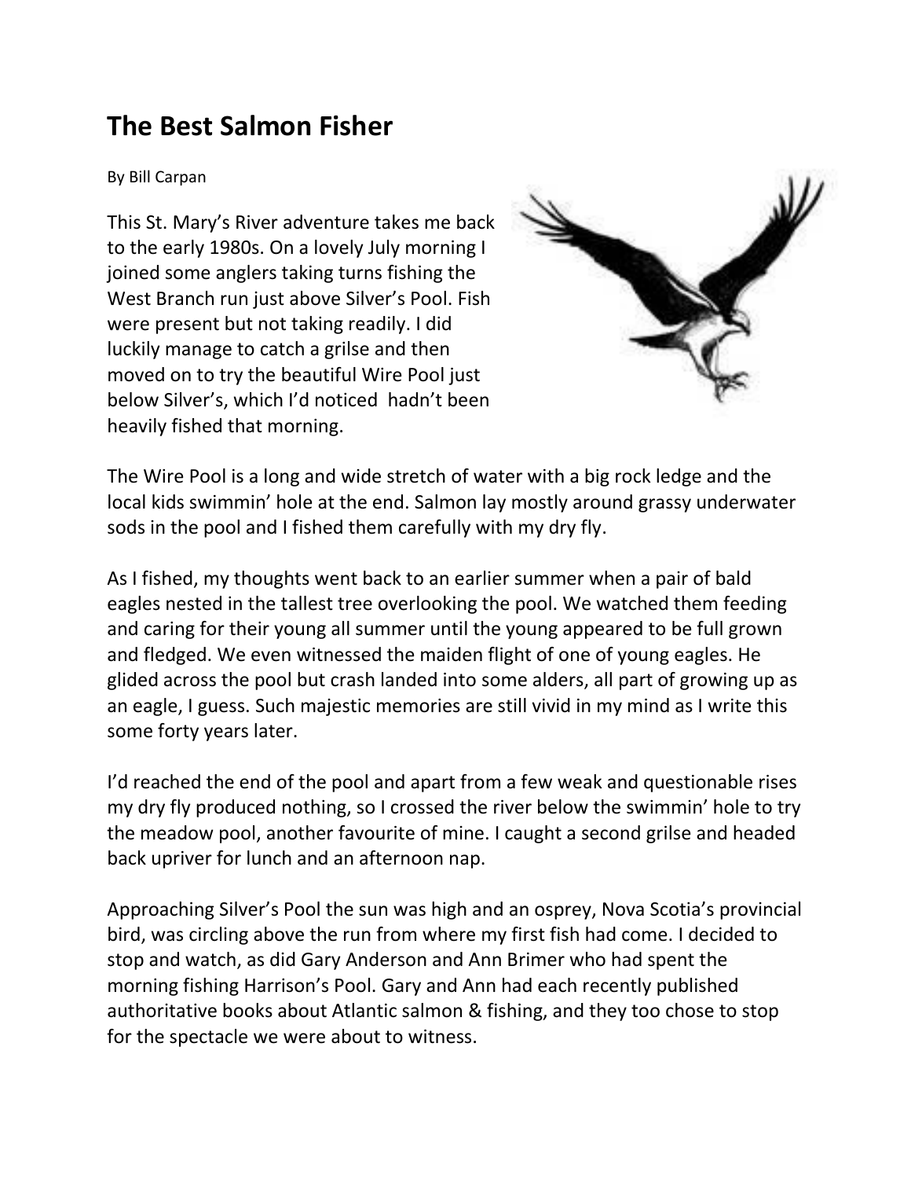# The Best Salmon Fisher

By Bill Carpan

This St. Mary's River adventure takes me back to the early 1980s. On a lovely July morning I joined some anglers taking turns fishing the West Branch run just above Silver's Pool. Fish were present but not taking readily. I did luckily manage to catch a grilse and then moved on to try the beautiful Wire Pool just below Silver's, which I'd noticed hadn't been heavily fished that morning.

The Wire Pool is a long and wide stretch of water with a big rock ledge and the local kids swimmin' hole at the end. Salmon lay mostly around grassy underwater sods in the pool and I fished them carefully with my dry fly.

As I fished, my thoughts went back to an earlier summer when a pair of bald eagles nested in the tallest tree overlooking the pool. We watched them feeding and caring for their young all summer until the young appeared to be full grown and fledged. We even witnessed the maiden flight of one of young eagles. He glided across the pool but crash landed into some alders, all part of growing up as an eagle, I guess. Such majestic memories are still vivid in my mind as I write this some forty years later.

I'd reached the end of the pool and apart from a few weak and questionable rises my dry fly produced nothing, so I crossed the river below the swimmin' hole to try the meadow pool, another favourite of mine. I caught a second grilse and headed back upriver for lunch and an afternoon nap.

Approaching Silver's Pool the sun was high and an osprey, Nova Scotia's provincial bird, was circling above the run from where my first fish had come. I decided to stop and watch, as did Gary Anderson and Ann Brimer who had spent the morning fishing Harrison's Pool. Gary and Ann had each recently published authoritative books about Atlantic salmon & fishing, and they too chose to stop for the spectacle we were about to witness.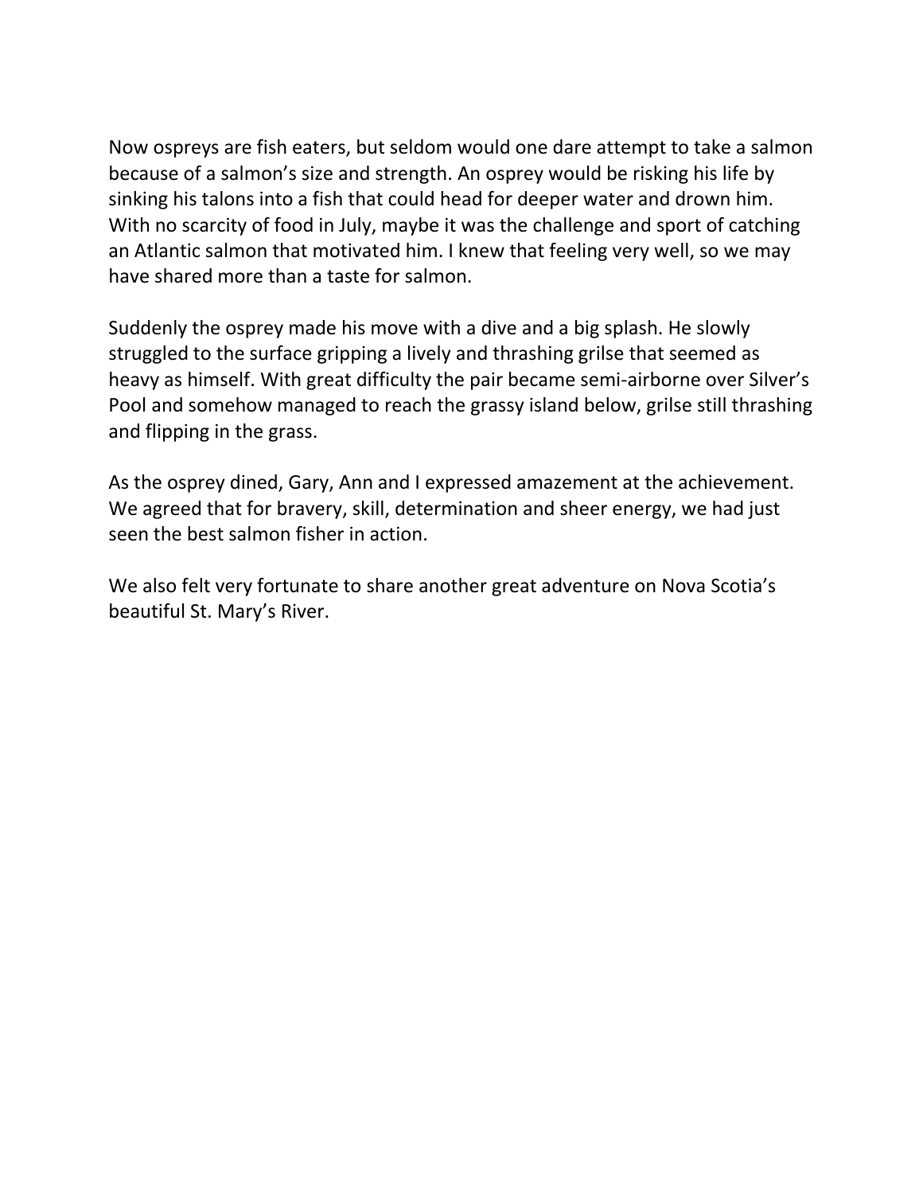Now ospreys are fish eaters, but seldom would one dare attempt to take a salmon because of a salmon's size and strength. An osprey would be risking his life by sinking his talons into a fish that could head for deeper water and drown him. With no scarcity of food in July, maybe it was the challenge and sport of catching an Atlantic salmon that motivated him. I knew that feeling very well, so we may have shared more than a taste for salmon.

Suddenly the osprey made his move with a dive and a big splash. He slowly struggled to the surface gripping a lively and thrashing grilse that seemed as heavy as himself. With great difficulty the pair became semi-airborne over Silver's Pool and somehow managed to reach the grassy island below, grilse still thrashing and flipping in the grass.

As the osprey dined, Gary, Ann and I expressed amazement at the achievement. We agreed that for bravery, skill, determination and sheer energy, we had just seen the best salmon fisher in action.

We also felt very fortunate to share another great adventure on Nova Scotia's beautiful St. Mary's River.